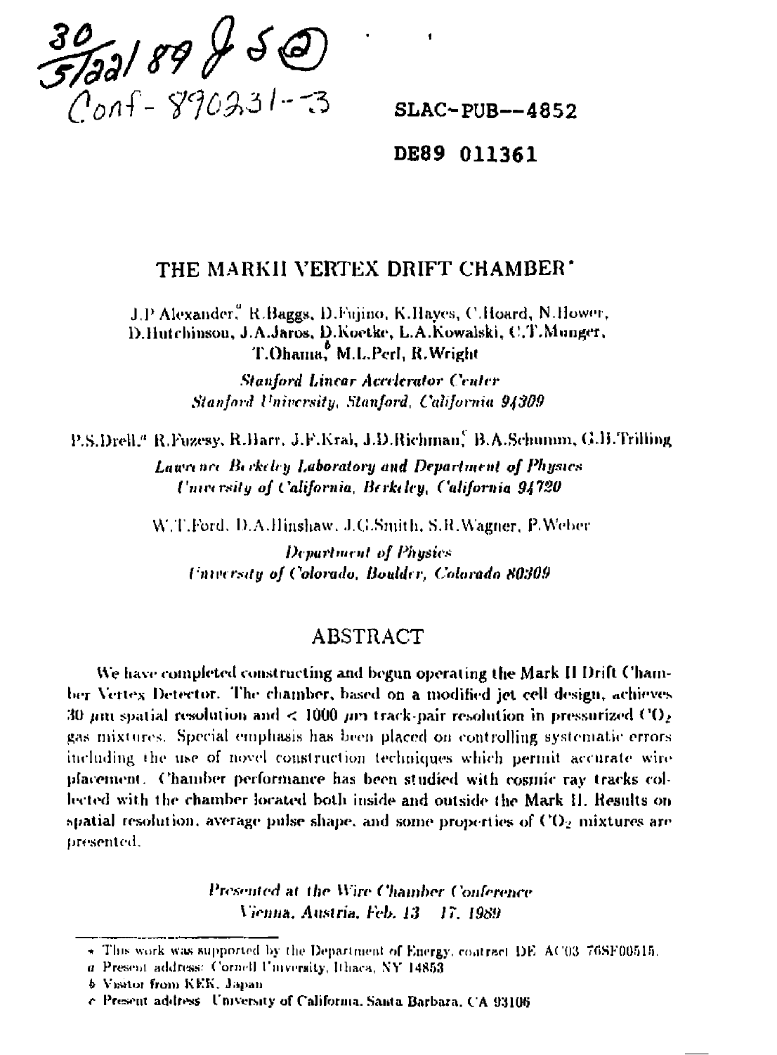30/5/22/89 J S (2)
Conf-890231--3

SLAC-PUB--4852

DE89 011361

# THE MARKII VERTEX DRIFT CHAMBER*

J.P Alexander,[a] R.Baggs, D.Fujino, K.Hayes, C.Hoard, N.Hower, D.Hutchinson, J.A.Jaros, D.Koetke, L.A.Kowalski, C.T.Munger, T.Ohama,[b] M.L.Perl, R.Wright

*Stanford Linear Accelerator Center*
*Stanford University, Stanford, California 94309*

P.S.Drell,[a] R.Fuzesy, R.Harr, J.F.Kral, J.D.Richman,[c] B.A.Schumm, G.H.Trilling

*Lawrence Berkeley Laboratory and Department of Physics*
*University of California, Berkeley, California 94720*

W.T.Ford, D.A.Hinshaw, J.G.Smith, S.R.Wagner, P.Weber

*Department of Physics*
*University of Colorado, Boulder, Colorado 80309*

## ABSTRACT

We have completed constructing and begun operating the Mark II Drift Chamber Vertex Detector. The chamber, based on a modified jet cell design, achieves 30 μm spatial resolution and < 1000 μm track-pair resolution in pressurized $CO_2$ gas mixtures. Special emphasis has been placed on controlling systematic errors including the use of novel construction techniques which permit accurate wire placement. Chamber performance has been studied with cosmic ray tracks collected with the chamber located both inside and outside the Mark II. Results on spatial resolution, average pulse shape, and some properties of $CO_2$ mixtures are presented.

*Presented at the Wire Chamber Conference*
*Vienna, Austria, Feb. 13 17, 1989*

---

* This work was supported by the Department of Energy, contract DE AC03 76SF00515.

a Present address: Cornell University, Ithaca, NY 14853

b Visitor from KEK, Japan

c Present address University of California, Santa Barbara, CA 93106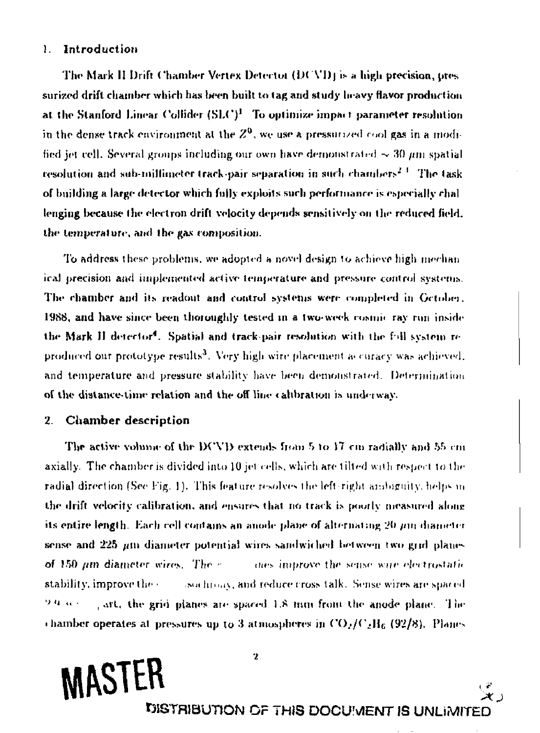## 1. Introduction

The Mark II Drift Chamber Vertex Detector (DCVD) is a high precision, pressurized drift chamber which has been built to tag and study heavy flavor production at the Stanford Linear Collider (SLC)[1] To optimize impact parameter resolution in the dense track environment at the $Z^0$, we use a pressurized cool gas in a modified jet cell. Several groups including our own have demonstrated $\sim 30\ \mu m$ spatial resolution and sub-millimeter track-pair separation in such chambers[2,3]. The task of building a large detector which fully exploits such performance is especially challenging because the electron drift velocity depends sensitively on the reduced field, the temperature, and the gas composition.

To address these problems, we adopted a novel design to achieve high mechanical precision and implemented active temperature and pressure control systems. The chamber and its readout and control systems were completed in October, 1988, and have since been thoroughly tested in a two-week cosmic ray run inside the Mark II detector[4]. Spatial and track-pair resolution with the full system reproduced our prototype results[3]. Very high wire placement accuracy was achieved, and temperature and pressure stability have been demonstrated. Determination of the distance-time relation and the off line calibration is underway.

## 2. Chamber description

The active volume of the DCVD extends from 5 to 17 cm radially and 55 cm axially. The chamber is divided into 10 jet cells, which are tilted with respect to the radial direction (See Fig. 1). This feature resolves the left-right ambiguity, helps in the drift velocity calibration, and ensures that no track is poorly measured along its entire length. Each cell contains an anode plane of alternating 20 $\mu m$ diameter sense and 225 $\mu m$ diameter potential wires sandwiched between two grid planes of 150 $\mu m$ diameter wires. The grid planes improve the sense wire electrostatic stability, improve the isochronity, and reduce cross talk. Sense wires are spaced 2.9 mm apart, the grid planes are spaced 1.8 mm from the anode plane. The chamber operates at pressures up to 3 atmospheres in $CO_2/C_2H_6$ (92/8). Planes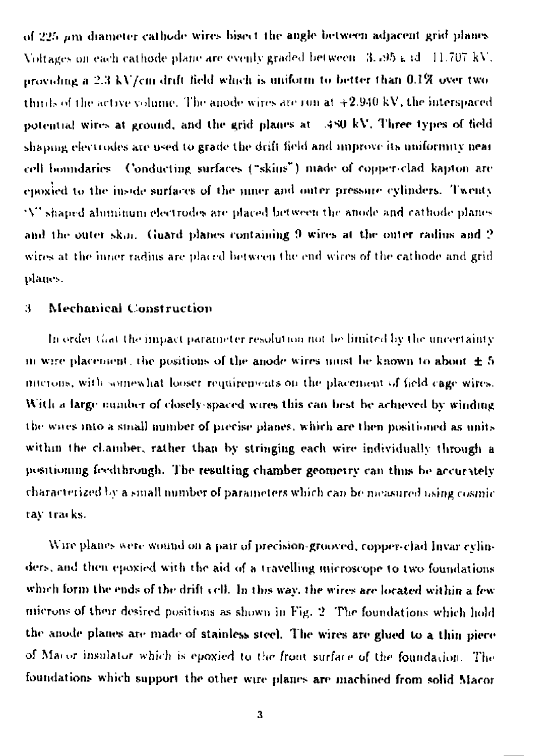of 225 μm diameter cathode wires bisect the angle between adjacent grid planes. Voltages on each cathode plane are evenly graded between -3.695 and -11.707 kV, providing a 2.3 kV/cm drift field which is uniform to better than 0.1% over two thirds of the active volume. The anode wires are run at +2.940 kV, the interspaced potential wires at ground, and the grid planes at -.480 kV. Three types of field shaping electrodes are used to grade the drift field and improve its uniformity near cell boundaries. Conducting surfaces ("skins") made of copper-clad kapton are epoxied to the inside surfaces of the inner and outer pressure cylinders. Twenty "V" shaped aluminum electrodes are placed between the anode and cathode planes and the outer skin. Guard planes containing 9 wires at the outer radius and 2 wires at the inner radius are placed between the end wires of the cathode and grid planes.

## 3 Mechanical Construction

In order that the impact parameter resolution not be limited by the uncertainty in wire placement, the positions of the anode wires must be known to about ± 5 microns, with somewhat looser requirements on the placement of field cage wires. With a large number of closely-spaced wires this can best be achieved by winding the wires into a small number of precise planes, which are then positioned as units within the chamber, rather than by stringing each wire individually through a positioning feedthrough. The resulting chamber geometry can thus be accurately characterized by a small number of parameters which can be measured using cosmic ray tracks.

Wire planes were wound on a pair of precision-grooved, copper-clad Invar cylinders, and then epoxied with the aid of a travelling microscope to two foundations which form the ends of the drift cell. In this way, the wires are located within a few microns of their desired positions as shown in Fig. 2. The foundations which hold the anode planes are made of stainless steel. The wires are glued to a thin piece of Macor insulator which is epoxied to the front surface of the foundation. The foundations which support the other wire planes are machined from solid Macor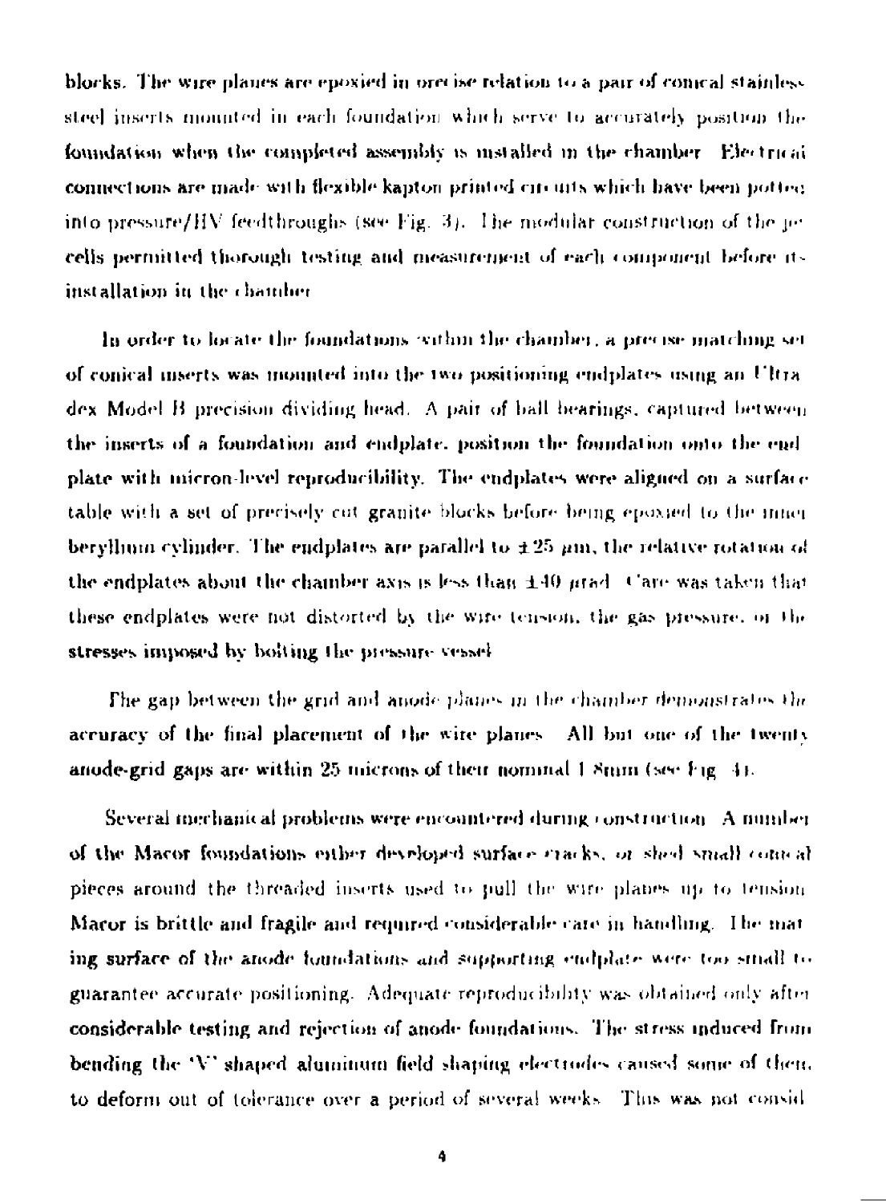blocks. The wire planes are epoxied in precise relation to a pair of conical stainless steel inserts mounted in each foundation which serve to accurately position the foundation when the completed assembly is installed in the chamber. Electrical connections are made with flexible kapton printed circuits which have been potted into pressure/HV feedthroughs (see Fig. 3). The modular construction of the pc cells permitted thorough testing and measurement of each component before its installation in the chamber.

In order to locate the foundations within the chamber, a precise matching set of conical inserts was mounted into the two positioning endplates using an Ultradex Model B precision dividing head. A pair of ball bearings, captured between the inserts of a foundation and endplate, position the foundation onto the endplate with micron-level reproducibility. The endplates were aligned on a surface table with a set of precisely cut granite blocks before being epoxied to the inner beryllium cylinder. The endplates are parallel to $\pm 25$ $\mu$m, the relative rotation of the endplates about the chamber axis is less than $\pm 40$ $\mu$rad. Care was taken that these endplates were not distorted by the wire tension, the gas pressure, or the stresses imposed by bolting the pressure vessel.

The gap between the grid and anode planes in the chamber demonstrates the accuracy of the final placement of the wire planes. All but one of the twenty anode-grid gaps are within 25 microns of their nominal 1.8mm (see Fig. 4).

Several mechanical problems were encountered during construction. A number of the Macor foundations either developed surface cracks, or shed small conical pieces around the threaded inserts used to pull the wire planes up to tension. Macor is brittle and fragile and required considerable care in handling. The mating surface of the anode foundations and supporting endplate were too small to guarantee accurate positioning. Adequate reproducibility was obtained only after considerable testing and rejection of anode foundations. The stress induced from bending the 'V' shaped aluminum field shaping electrodes caused some of them to deform out of tolerance over a period of several weeks. This was not consid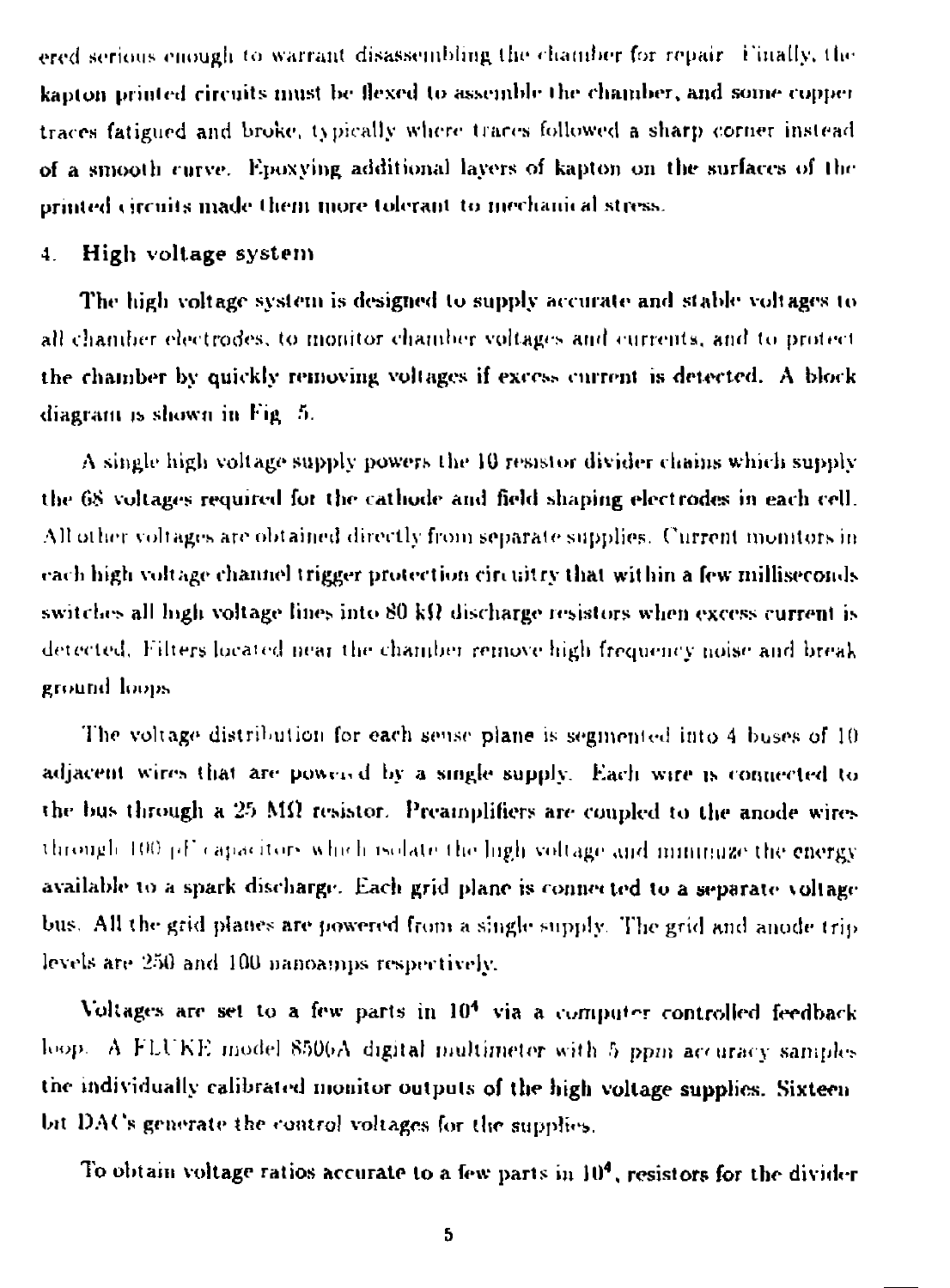ered serious enough to warrant disassembling the chamber for repair. Finally, the kapton printed circuits must be flexed to assemble the chamber, and some copper traces fatigued and broke, typically where traces followed a sharp corner instead of a smooth curve. Epoxying additional layers of kapton on the surfaces of the printed circuits made them more tolerant to mechanical stress.

## 4. High voltage system

The high voltage system is designed to supply accurate and stable voltages to all chamber electrodes, to monitor chamber voltages and currents, and to protect the chamber by quickly removing voltages if excess current is detected. A block diagram is shown in Fig. 5.

A single high voltage supply powers the 10 resistor divider chains which supply the 68 voltages required for the cathode and field shaping electrodes in each cell. All other voltages are obtained directly from separate supplies. Current monitors in each high voltage channel trigger protection circuitry that within a few milliseconds switches all high voltage lines into 80 kΩ discharge resistors when excess current is detected. Filters located near the chamber remove high frequency noise and break ground loops.

The voltage distribution for each sense plane is segmented into 4 buses of 10 adjacent wires that are powered by a single supply. Each wire is connected to the bus through a 25 MΩ resistor. Preamplifiers are coupled to the anode wires through 100 pF capacitors which isolate the high voltage and minimize the energy available to a spark discharge. Each grid plane is connected to a separate voltage bus. All the grid planes are powered from a single supply. The grid and anode trip levels are 250 and 100 nanoamps respectively.

Voltages are set to a few parts in $10^4$ via a computer controlled feedback loop. A FLUKE model 8506A digital multimeter with 5 *ppm* accuracy samples the individually calibrated monitor outputs of the high voltage supplies. Sixteen bit DAC's generate the control voltages for the supplies.

To obtain voltage ratios accurate to a few parts in $10^4$, resistors for the divider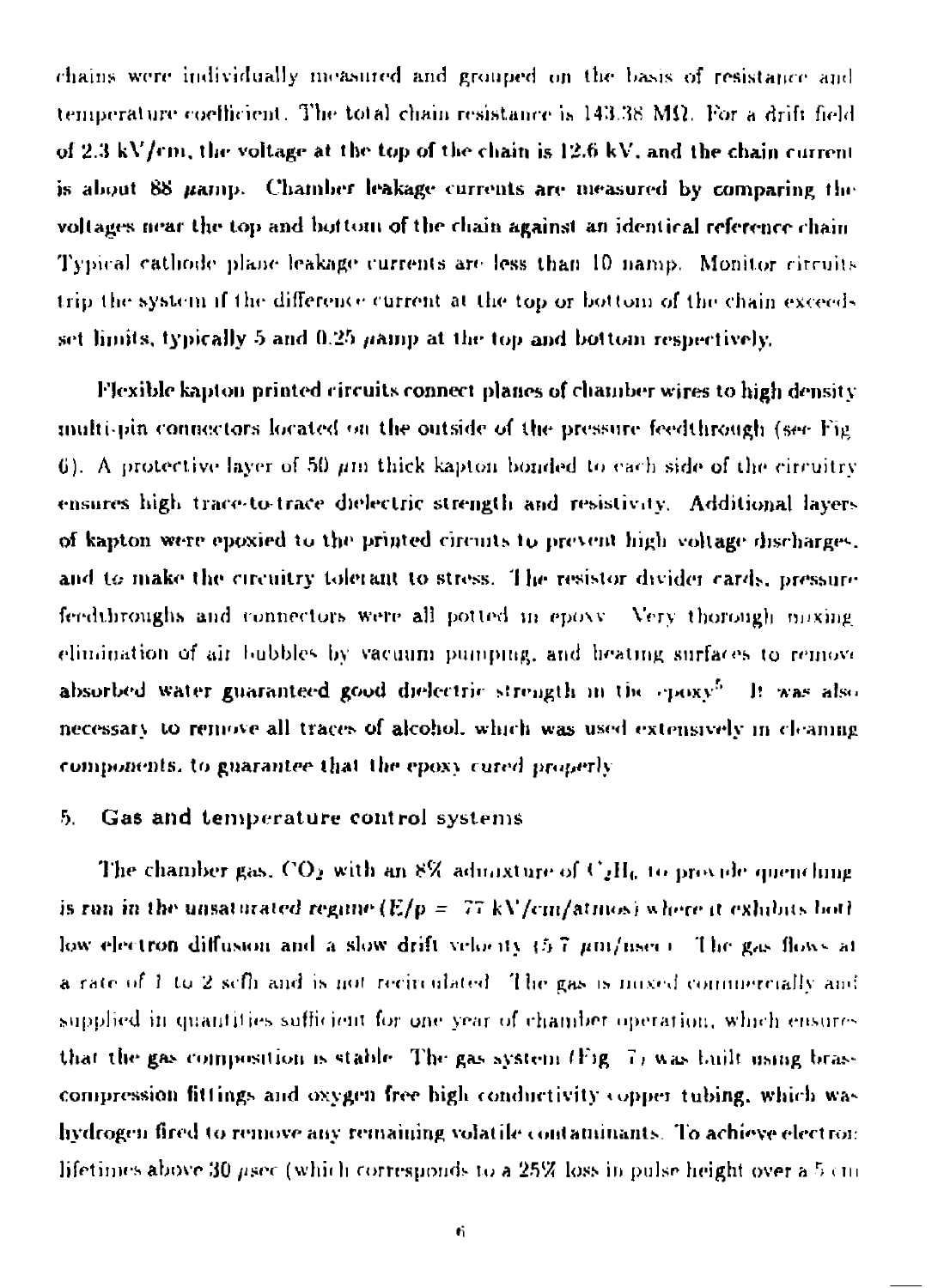chains were individually measured and grouped on the basis of resistance and temperature coefficient. The total chain resistance is 143.38 MΩ. For a drift field of 2.3 kV/cm, the voltage at the top of the chain is 12.6 kV, and the chain current is about 88 μamp. Chamber leakage currents are measured by comparing the voltages near the top and bottom of the chain against an identical reference chain. Typical cathode plane leakage currents are less than 10 namp. Monitor circuits trip the system if the difference current at the top or bottom of the chain exceeds set limits, typically 5 and 0.25 μamp at the top and bottom respectively.

Flexible kapton printed circuits connect planes of chamber wires to high density multi-pin connectors located on the outside of the pressure feedthrough (see Fig. 6). A protective layer of 50 μm thick kapton bonded to each side of the circuitry ensures high trace-to-trace dielectric strength and resistivity. Additional layers of kapton were epoxied to the printed circuits to prevent high voltage discharges, and to make the circuitry tolerant to stress. The resistor divider cards, pressure feedthroughs and connectors were all potted in epoxy. Very thorough mixing, elimination of air bubbles by vacuum pumping, and heating surfaces to remove absorbed water guaranteed good dielectric strength in the epoxy[5]. It was also necessary to remove all traces of alcohol, which was used extensively in cleaning components, to guarantee that the epoxy cured properly.

## 5. Gas and temperature control systems

The chamber gas, $CO_2$ with an 8% admixture of $C_2H_6$ to provide quenching is run in the unsaturated regime ($E/p$ = .77 kV/cm/atmos) where it exhibits both low electron diffusion and a slow drift velocity (5.7 μm/nsec). The gas flows at a rate of 1 to 2 scfh and is not recirculated. The gas is mixed commercially and supplied in quantities sufficient for one year of chamber operation, which ensures that the gas composition is stable. The gas system (Fig. 7) was built using brass compression fittings and oxygen free high conductivity copper tubing, which was hydrogen fired to remove any remaining volatile contaminants. To achieve electron lifetimes above 30 μsec (which corresponds to a 25% loss in pulse height over a 5 cm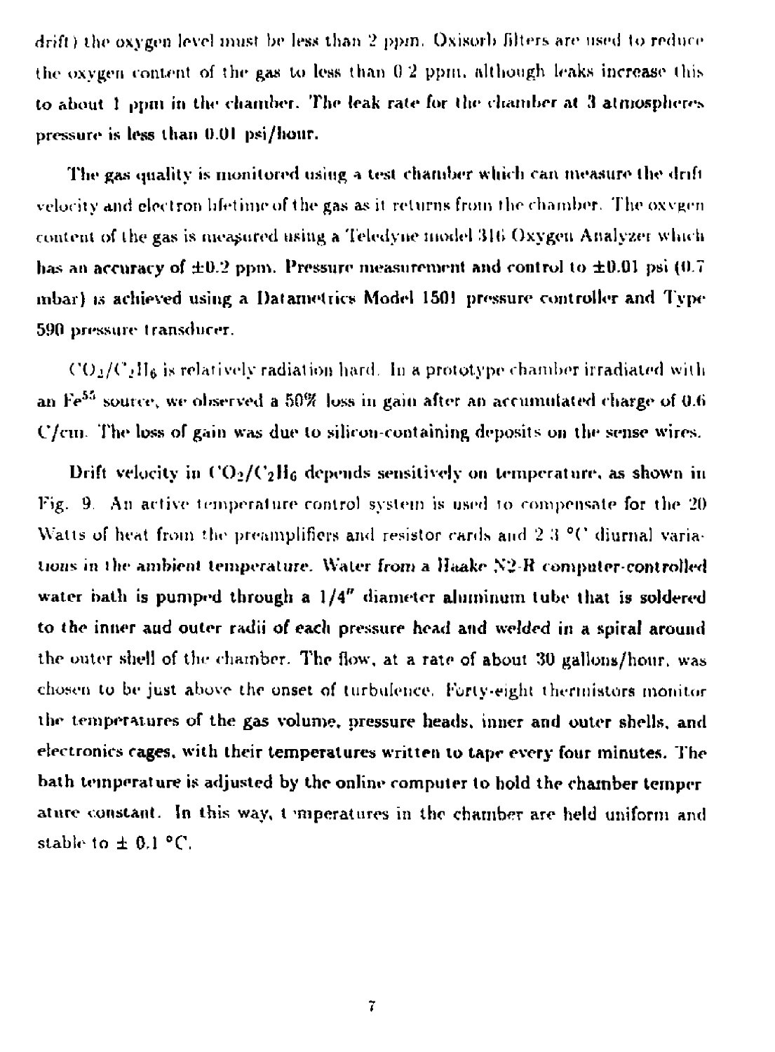drift) the oxygen level must be less than 2 ppm. Oxisorb filters are used to reduce the oxygen content of the gas to less than 0.2 ppm, although leaks increase this to about 1 ppm in the chamber. The leak rate for the chamber at 3 atmospheres pressure is less than 0.01 psi/hour.

The gas quality is monitored using a test chamber which can measure the drift velocity and electron lifetime of the gas as it returns from the chamber. The oxygen content of the gas is measured using a Teledyne model 316 Oxygen Analyzer which has an accuracy of $\pm 0.2$ ppm. Pressure measurement and control to $\pm 0.01$ psi (0.7 mbar) is achieved using a Datametrics Model 1501 pressure controller and Type 590 pressure transducer.

$CO_2/C_2H_6$ is relatively radiation hard. In a prototype chamber irradiated with an $Fe^{55}$ source, we observed a 50% loss in gain after an accumulated charge of 0.6 C/cm. The loss of gain was due to silicon-containing deposits on the sense wires.

Drift velocity in $CO_2/C_2H_6$ depends sensitively on temperature, as shown in Fig. 9. An active temperature control system is used to compensate for the 20 Watts of heat from the preamplifiers and resistor cards and 2.3 °C diurnal variations in the ambient temperature. Water from a Haake N2-R computer-controlled water bath is pumped through a 1/4″ diameter aluminum tube that is soldered to the inner and outer radii of each pressure head and welded in a spiral around the outer shell of the chamber. The flow, at a rate of about 30 gallons/hour, was chosen to be just above the onset of turbulence. Forty-eight thermistors monitor the temperatures of the gas volume, pressure heads, inner and outer shells, and electronics cages, with their temperatures written to tape every four minutes. The bath temperature is adjusted by the online computer to hold the chamber temperature constant. In this way, temperatures in the chamber are held uniform and stable to $\pm$ 0.1 °C.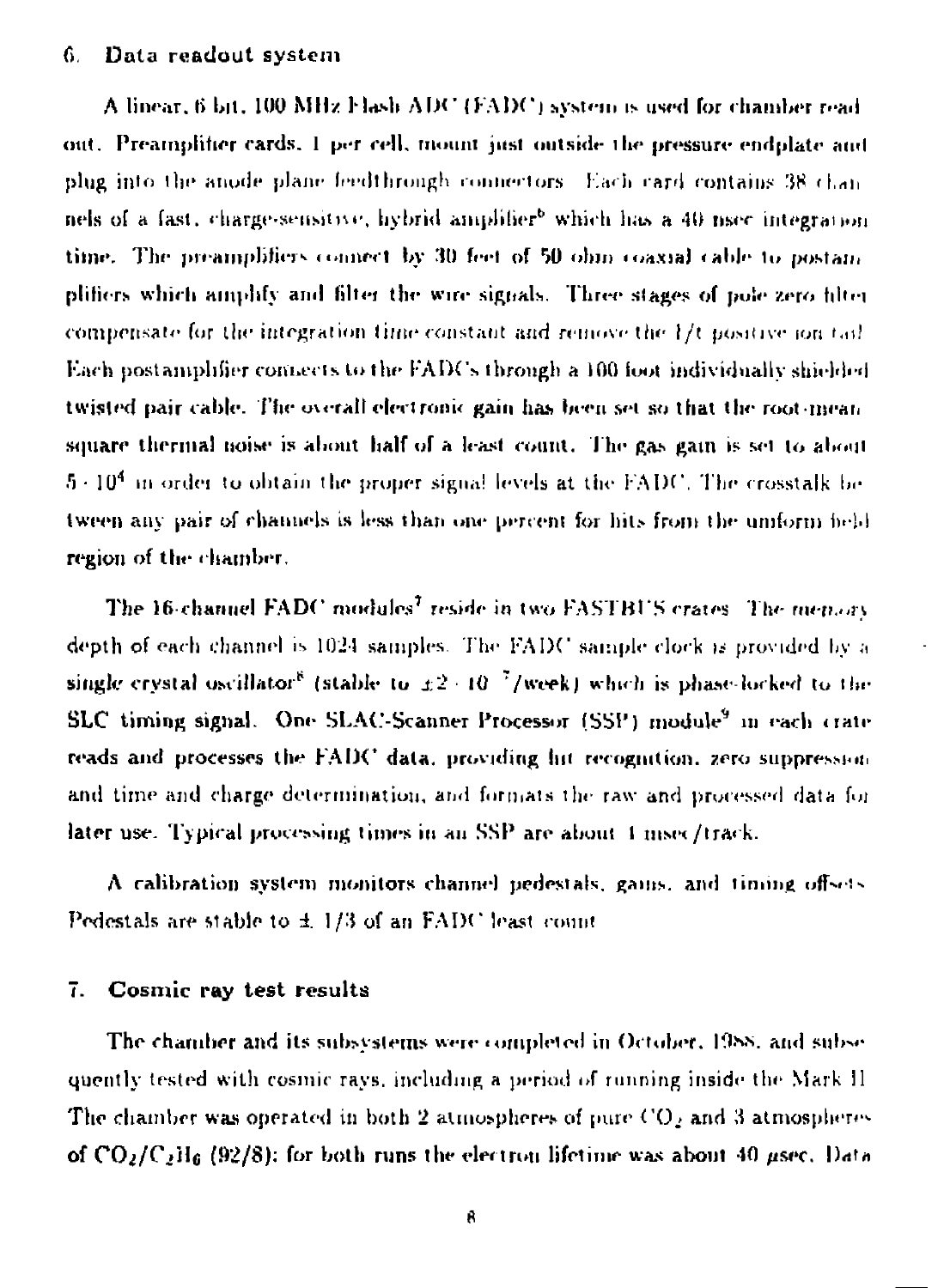## 6. Data readout system

A linear, 6 bit, 100 MHz Flash ADC (FADC) system is used for chamber read out. Preamplifier cards, 1 per cell, mount just outside the pressure endplate and plug into the anode plane feedthrough connectors. Each card contains 38 channels of a fast, charge-sensitive, hybrid amplifier[6] which has a 40 nsec integration time. The preamplifiers connect by 30 feet of 50 ohm coaxial cable to postamplifiers which amplify and filter the wire signals. Three stages of pole zero filter compensate for the integration time constant and remove the 1/t positive ion tail. Each postamplifier connects to the FADCs through a 100 foot individually shielded twisted pair cable. The overall electronic gain has been set so that the root-mean square thermal noise is about half of a least count. The gas gain is set to about $5 \cdot 10^4$ in order to obtain the proper signal levels at the FADC. The crosstalk between any pair of channels is less than one percent for hits from the uniform field region of the chamber.

The 16-channel FADC modules[7] reside in two FASTBUS crates. The *memory* depth of each channel is 1024 samples. The FADC sample clock is provided by a single crystal oscillator[8] (stable to $\pm 2 \cdot 10^{-7}$/week) which is phase-locked to the SLC timing signal. One SLAC-Scanner Processor (SSP) module[9] in each crate reads and processes the FADC data, providing hit recognition, zero suppression and time and charge determination, and formats the raw and processed data for later use. Typical processing times in an SSP are about 1 msec/track.

A calibration system monitors channel pedestals, gains, and timing offsets. Pedestals are stable to ± 1/3 of an FADC least count.

## 7. Cosmic ray test results

The chamber and its subsystems were completed in October, 1988, and subsequently tested with cosmic rays, including a period of running inside the Mark II. The chamber was operated in both 2 atmospheres of pure $CO_2$ and 3 atmospheres of $CO_2/C_2H_6$ (92/8); for both runs the electron lifetime was about 40 $\mu$sec. Data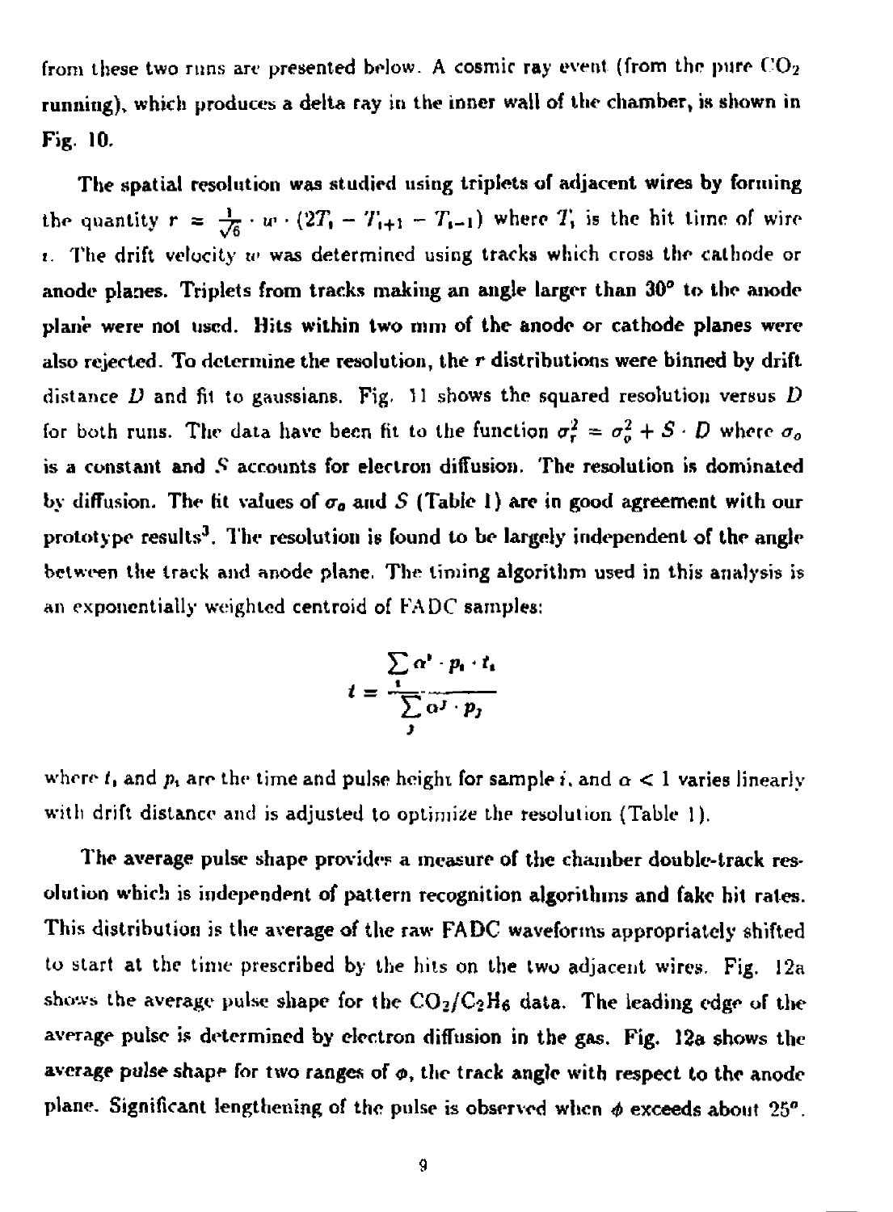from these two runs are presented below. A cosmic ray event (from the pure $CO_2$ running), which produces a delta ray in the inner wall of the chamber, is shown in Fig. 10.

The spatial resolution was studied using triplets of adjacent wires by forming the quantity $r = \frac{1}{\sqrt{6}} \cdot w \cdot (2T_i - T_{i+1} - T_{i-1})$ where $T_i$ is the hit time of wire $i$. The drift velocity $w$ was determined using tracks which cross the cathode or anode planes. Triplets from tracks making an angle larger than 30° to the anode plane were not used. Hits within two mm of the anode or cathode planes were also rejected. To determine the resolution, the $r$ distributions were binned by drift distance $D$ and fit to gaussians. Fig. 11 shows the squared resolution versus $D$ for both runs. The data have been fit to the function $\sigma_r^2 = \sigma_o^2 + S \cdot D$ where $\sigma_o$ is a constant and $S$ accounts for electron diffusion. The resolution is dominated by diffusion. The fit values of $\sigma_o$ and $S$ (Table 1) are in good agreement with our prototype results[3]. The resolution is found to be largely independent of the angle between the track and anode plane. The timing algorithm used in this analysis is an exponentially weighted centroid of FADC samples:

$$t = \frac{\sum_i \alpha^i \cdot p_i \cdot t_i}{\sum_j \alpha^j \cdot p_j}$$

where $t_i$ and $p_i$ are the time and pulse height for sample $i$, and $\alpha < 1$ varies linearly with drift distance and is adjusted to optimize the resolution (Table 1).

The average pulse shape provides a measure of the chamber double-track resolution which is independent of pattern recognition algorithms and fake hit rates. This distribution is the average of the raw FADC waveforms appropriately shifted to start at the time prescribed by the hits on the two adjacent wires. Fig. 12a shows the average pulse shape for the $CO_2/C_2H_6$ data. The leading edge of the average pulse is determined by electron diffusion in the gas. Fig. 12a shows the average pulse shape for two ranges of $\phi$, the track angle with respect to the anode plane. Significant lengthening of the pulse is observed when $\phi$ exceeds about 25°.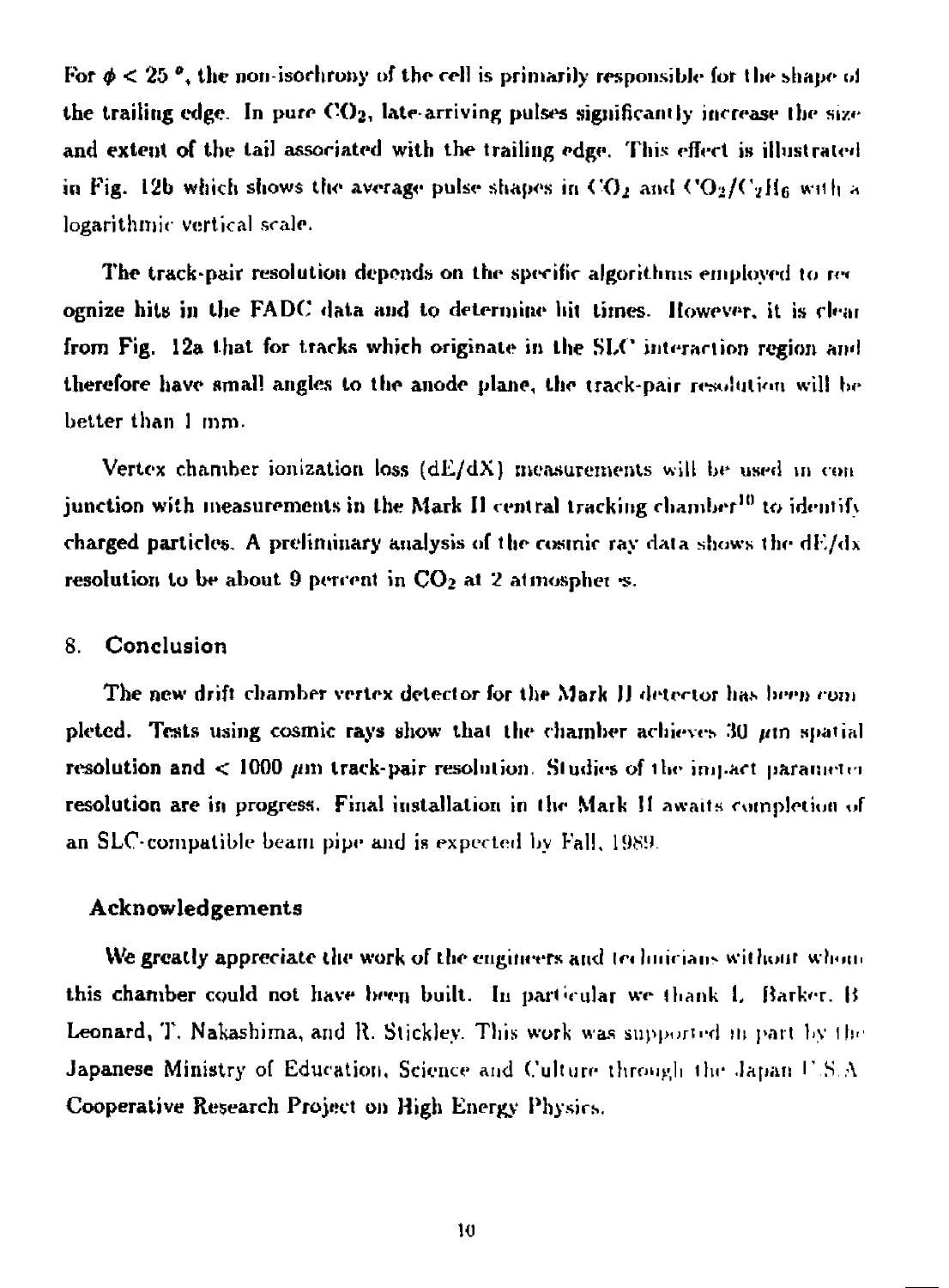For $\phi < 25°$, the non-isochrony of the cell is primarily responsible for the shape of the trailing edge. In pure $CO_2$, late-arriving pulses significantly increase the size and extent of the tail associated with the trailing edge. This effect is illustrated in Fig. 12b which shows the average pulse shapes in $CO_2$ and $CO_2/C_2H_6$ with a logarithmic vertical scale.

The track-pair resolution depends on the specific algorithms employed to recognize hits in the FADC data and to determine hit times. However, it is clear from Fig. 12a that for tracks which originate in the SLC interaction region and therefore have small angles to the anode plane, the track-pair resolution will be better than 1 mm.

Vertex chamber ionization loss (dE/dX) measurements will be used in conjunction with measurements in the Mark II central tracking chamber[10] to identify charged particles. A preliminary analysis of the cosmic ray data shows the dE/dx resolution to be about 9 percent in $CO_2$ at 2 atmospheres.

## 8. Conclusion

The new drift chamber vertex detector for the Mark II detector has been completed. Tests using cosmic rays show that the chamber achieves 30 $\mu$m spatial resolution and < 1000 $\mu$m track-pair resolution. Studies of the impact parameter resolution are in progress. Final installation in the Mark II awaits completion of an SLC-compatible beam pipe and is expected by Fall, 1989.

## Acknowledgements

We greatly appreciate the work of the engineers and technicians without whom this chamber could not have been built. In particular we thank L. Barker, B. Leonard, T. Nakashima, and R. Stickley. This work was supported in part by the Japanese Ministry of Education, Science and Culture through the Japan U.S.A. Cooperative Research Project on High Energy Physics.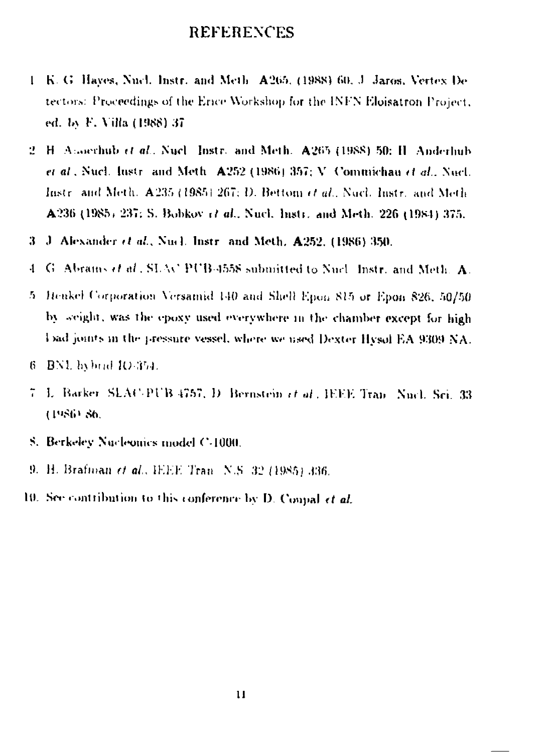## REFERENCES

1. K. G. Hayes, Nucl. Instr. and Meth. **A265**, (1988) 60. J. Jaros, Vertex Detectors: Proceedings of the Erice Workshop for the INFN Eloisatron Project, ed. by F. Villa (1988) 37
2. H. Anderhub *et al.*, Nucl. Instr. and Meth. **A265** (1988) 50; H. Anderhub *et al.*, Nucl. Instr. and Meth. **A252** (1986) 357; V. Commichau *et al.*, Nucl. Instr. and Meth. **A235** (1985) 267; D. Bettoni *et al.*, Nucl. Instr. and Meth. **A236** (1985) 237; S. Bobkov *et al.*, Nucl. Instr. and Meth. 226 (1984) 375.
3. J. Alexander *et al.*, Nucl. Instr. and Meth. **A252**, (1986) 350.
4. G. Abrams *et al.*, SLAC PUB-4558 submitted to Nucl. Instr. and Meth. **A**.
5. Henkel Corporation Versamid 140 and Shell Epon 815 or Epon 826, 50/50 by weight, was the epoxy used everywhere in the chamber except for high load joints in the pressure vessel, where we used Dexter Hysol EA 9309 NA.
6. BNL hybrid IO-354.
7. L. Barker SLAC-PUB 4757, D. Bernstein *et al.*, IEEE Tran. Nucl. Sci. 33 (1986) 86.
8. Berkeley Nucleonics model C-1000.
9. H. Brafman *et al.*, IEEE Tran. N.S. 32 (1985) 336.
10. See contribution to this conference by D. Coupal *et al.*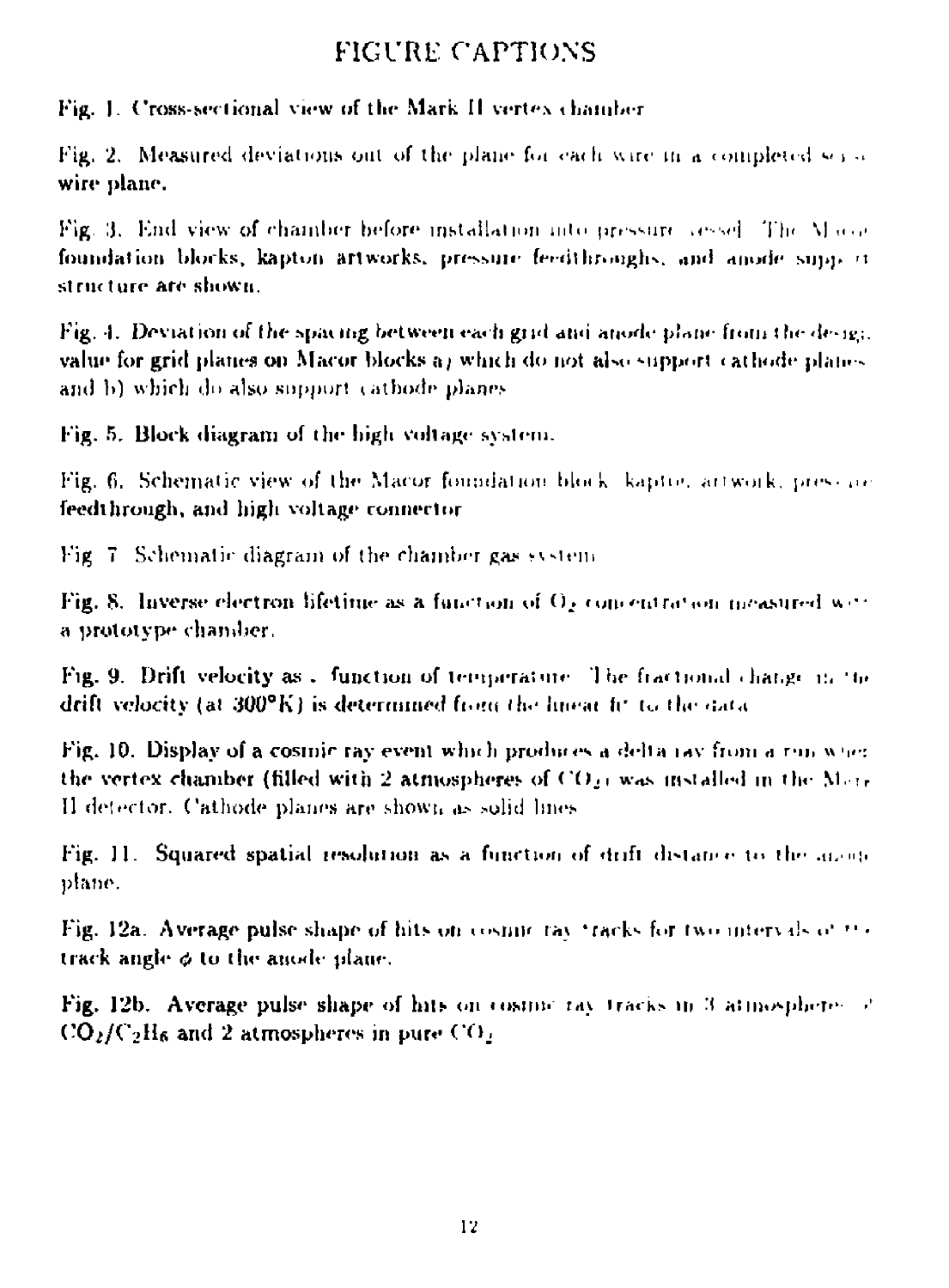# FIGURE CAPTIONS

Fig. 1. Cross-sectional view of the Mark II vertex chamber

Fig. 2. Measured deviations out of the plane for each wire in a completed sense wire plane.

Fig. 3. End view of chamber before installation into pressure vessel. The Macor foundation blocks, kapton artworks, pressure feedthroughs, and anode support structure are shown.

Fig. 4. Deviation of the spacing between each grid and anode plane from the design value for grid planes on Macor blocks a) which do not also support cathode planes and b) which do also support cathode planes

Fig. 5. Block diagram of the high voltage system.

Fig. 6. Schematic view of the Macor foundation block, kapton artwork, pressure feedthrough, and high voltage connector

Fig. 7. Schematic diagram of the chamber gas system

Fig. 8. Inverse electron lifetime as a function of $O_2$ concentration measured with a prototype chamber.

Fig. 9. Drift velocity as a function of temperature. The fractional change in the drift velocity (at 300°K) is determined from the linear fit to the data

Fig. 10. Display of a cosmic ray event which produces a delta ray from a run when the vertex chamber (filled with 2 atmospheres of $CO_2$) was installed in the Mark II detector. Cathode planes are shown as solid lines

Fig. 11. Squared spatial resolution as a function of drift distance to the anode plane.

Fig. 12a. Average pulse shape of hits on cosmic ray tracks for two intervals of the track angle $\phi$ to the anode plane.

Fig. 12b. Average pulse shape of hits on cosmic ray tracks in 3 atmospheres of $CO_2/C_2H_6$ and 2 atmospheres in pure $CO_2$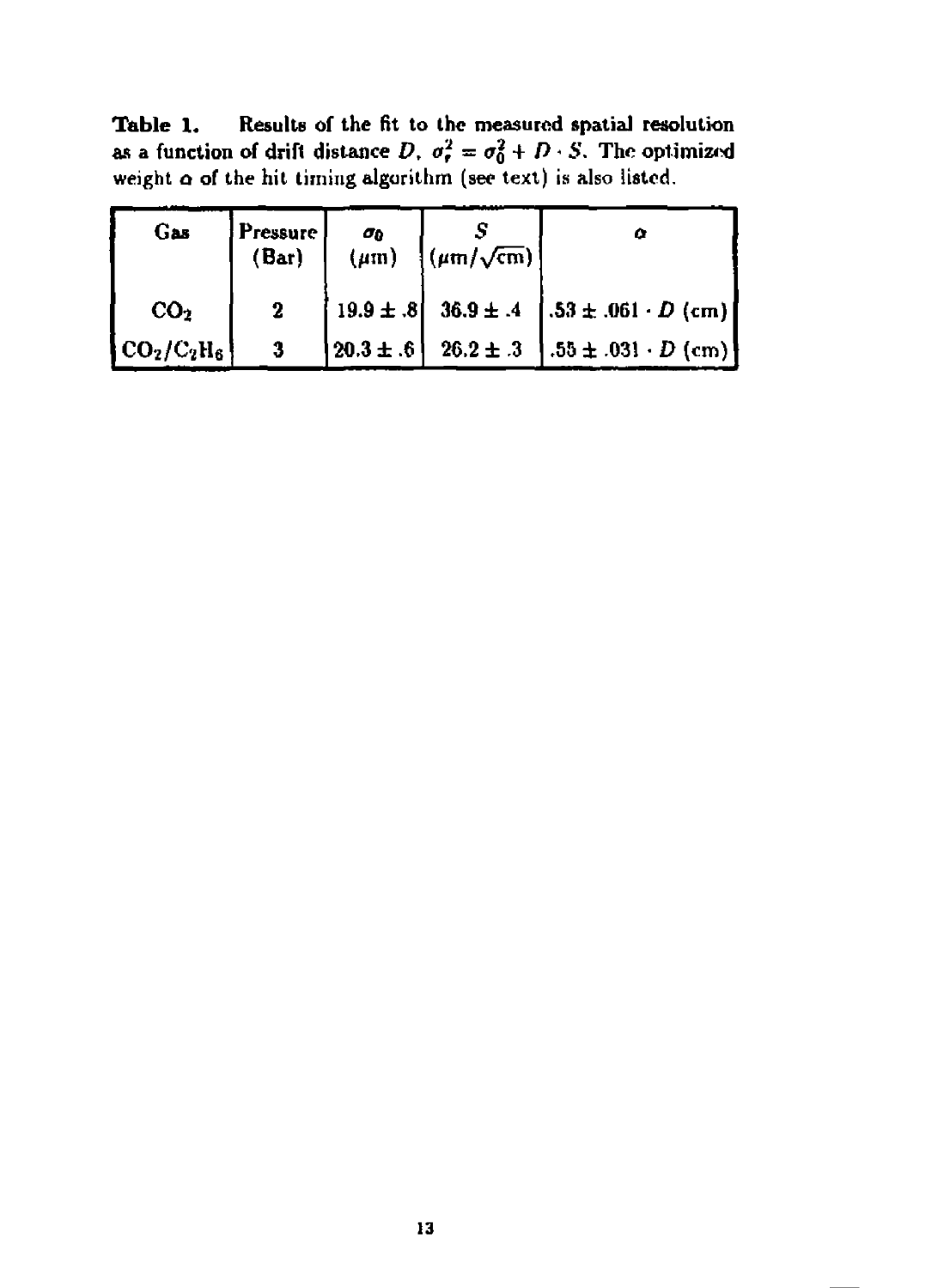**Table 1.** Results of the fit to the measured spatial resolution as a function of drift distance $D$. $\sigma_r^2 = \sigma_0^2 + D \cdot S$. The optimized weight $\alpha$ of the hit timing algorithm (see text) is also listed.

| Gas | Pressure (Bar) | $\sigma_0$ ($\mu$m) | $S$ ($\mu$m/$\sqrt{\text{cm}}$) | $\alpha$ |
|---|---|---|---|---|
| $CO_2$ | 2 | $19.9 \pm .8$ | $36.9 \pm .4$ | $.53 \pm .061 \cdot D$ (cm) |
| $CO_2/C_2H_6$ | 3 | $20.3 \pm .6$ | $26.2 \pm .3$ | $.55 \pm .031 \cdot D$ (cm) |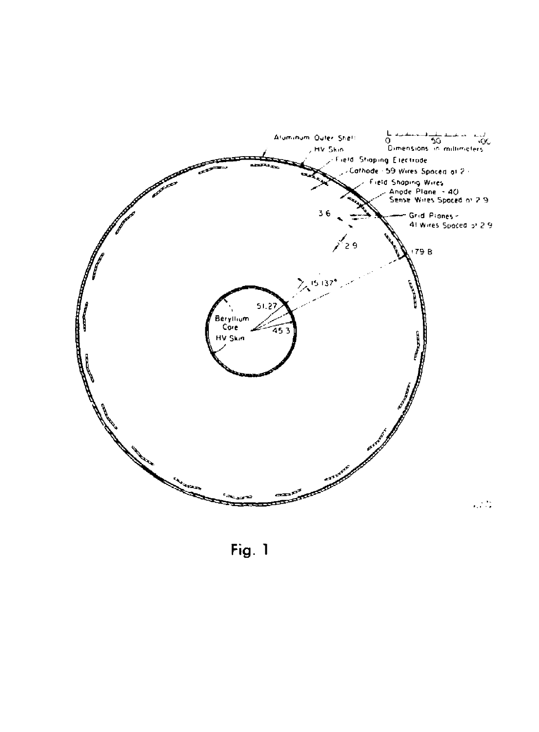Aluminum Outer Shell

HV Skin

Field Shaping Electrode

Cathode - 59 Wires Spaced at 2

Field Shaping Wires

Anode Plane - 40 Sense Wires Spaced at 2.9

Grid Planes - 41 Wires Spaced at 2.9

Dimensions in millimeters

3.6

2.9

179.8

15.137°

51.27

45.3

Beryllium Core

HV Skin

Fig. 1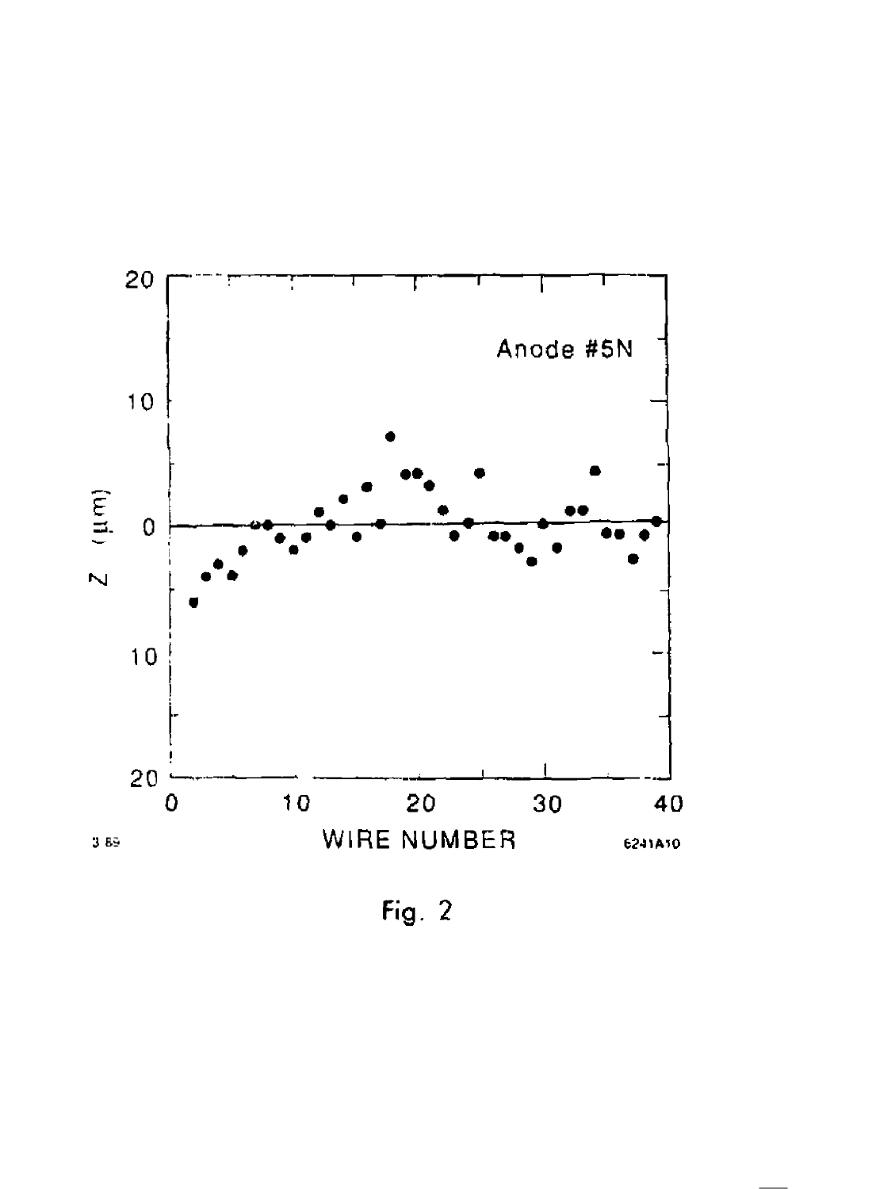Fig. 2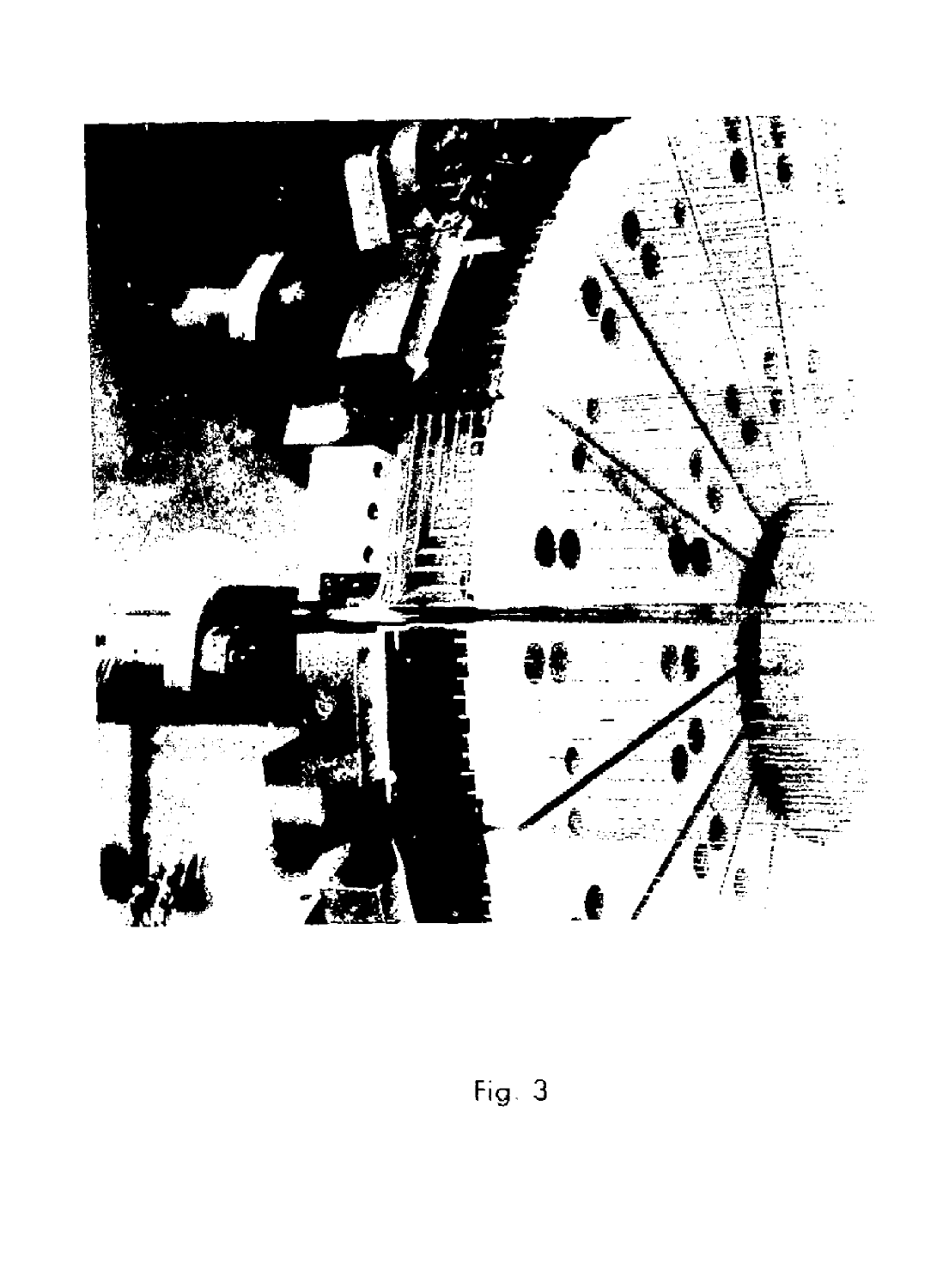Fig. 3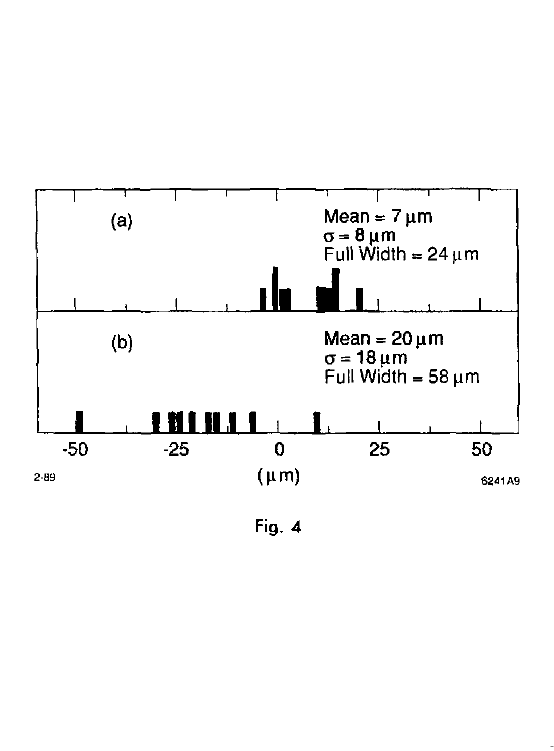(a)

Mean = 7 $\mu$m
$\sigma$ = 8 $\mu$m
Full Width = 24 $\mu$m

(b)

Mean = 20 $\mu$m
$\sigma$ = 18 $\mu$m
Full Width = 58 $\mu$m

-50 -25 0 25 50

($\mu$m)

2-89 6241A9

Fig. 4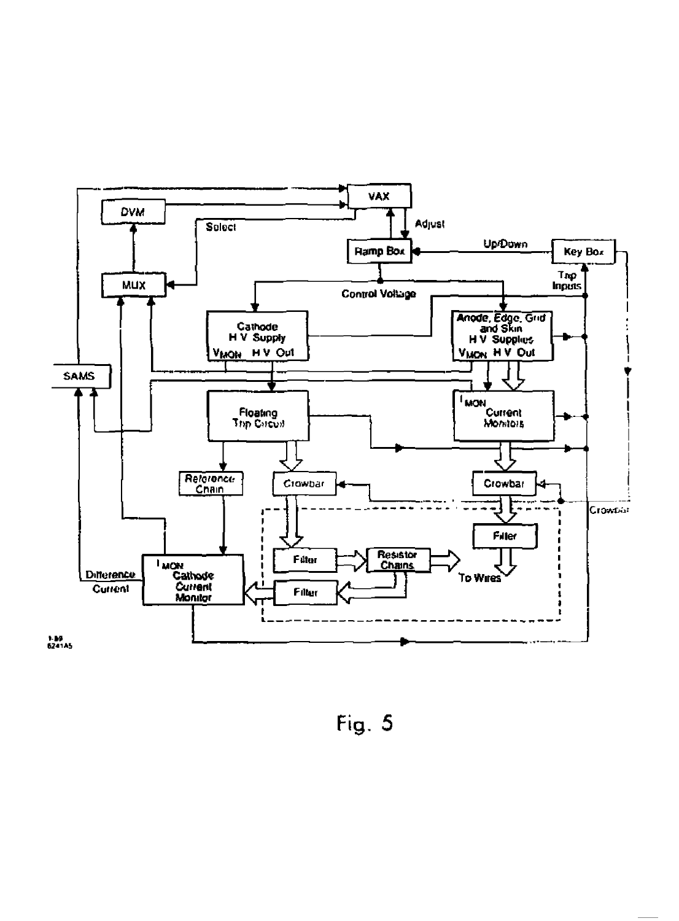Fig. 5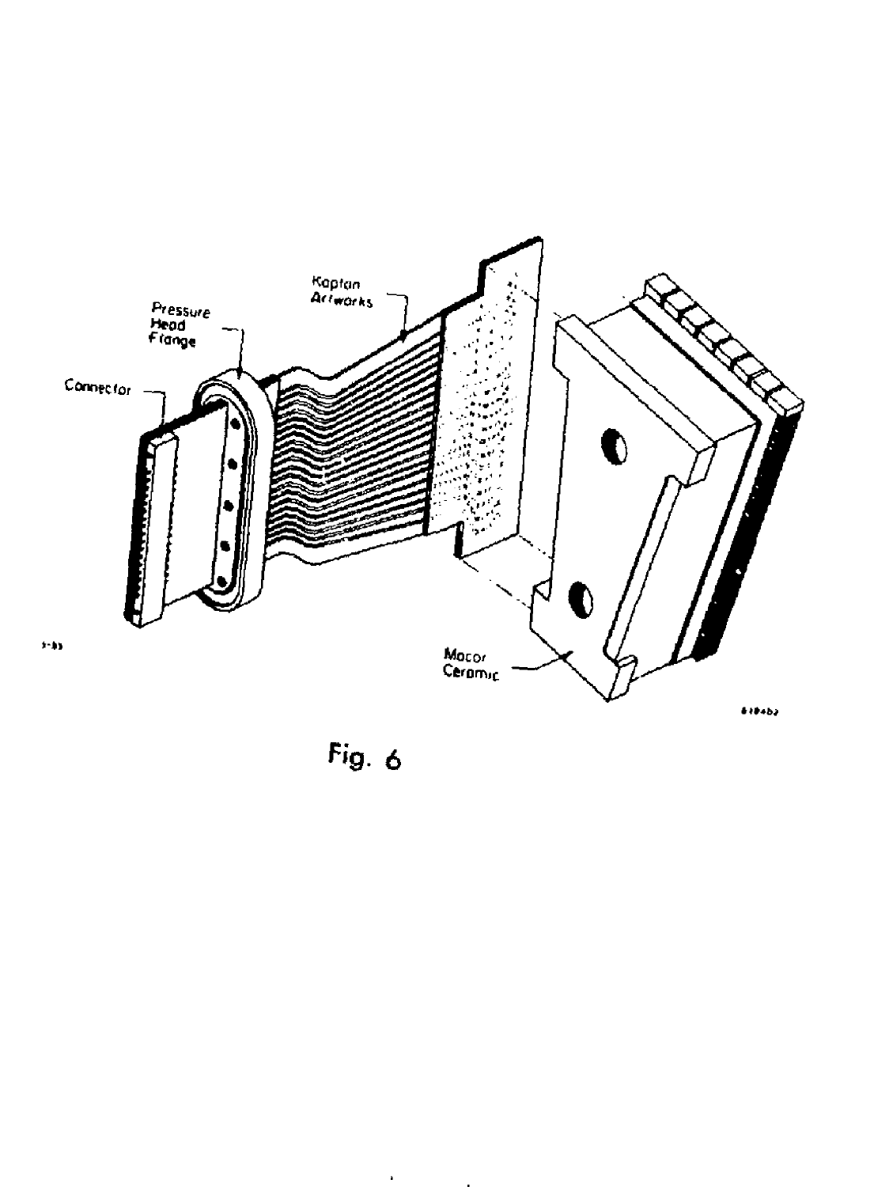Fig. 6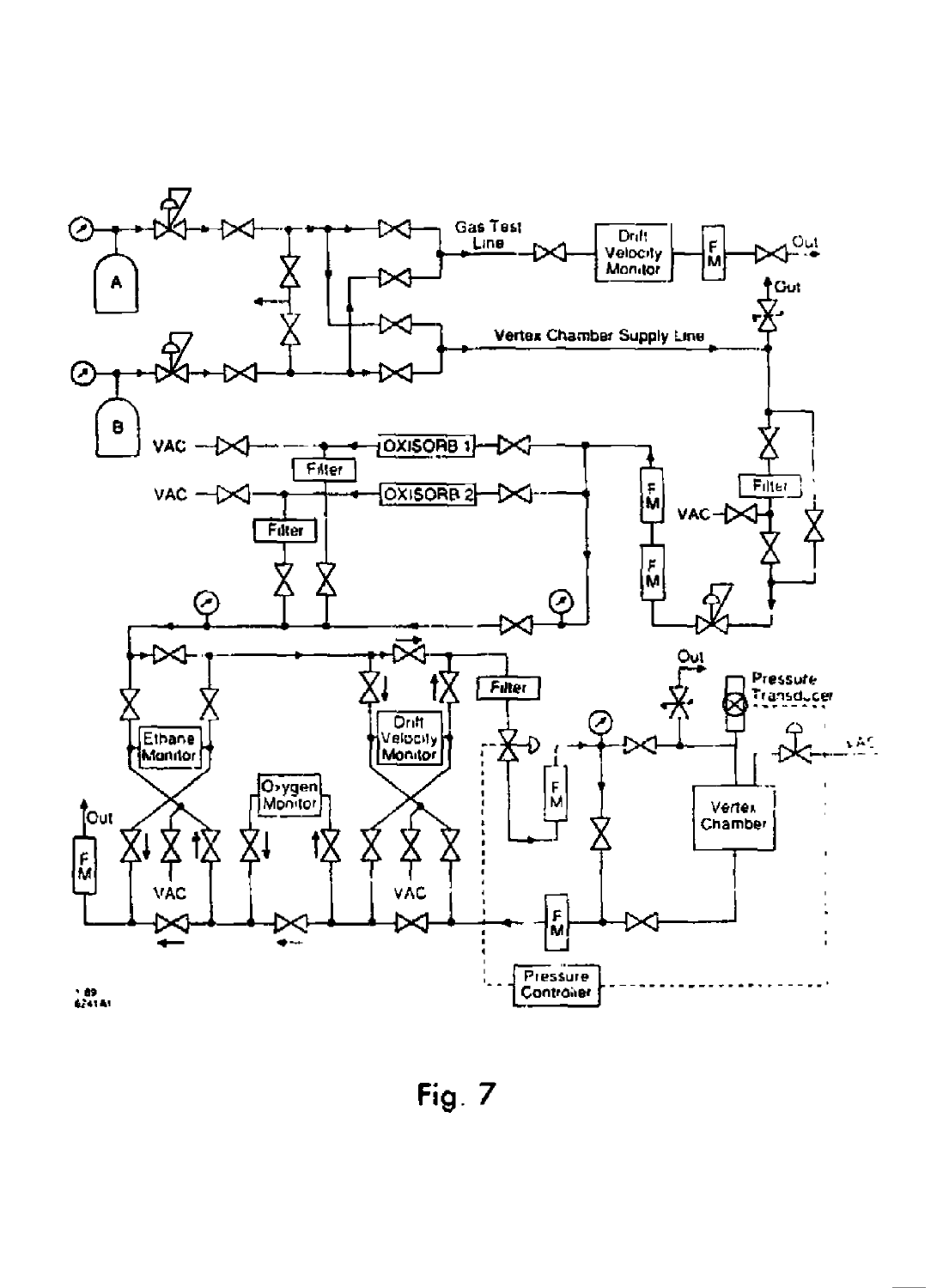Fig. 7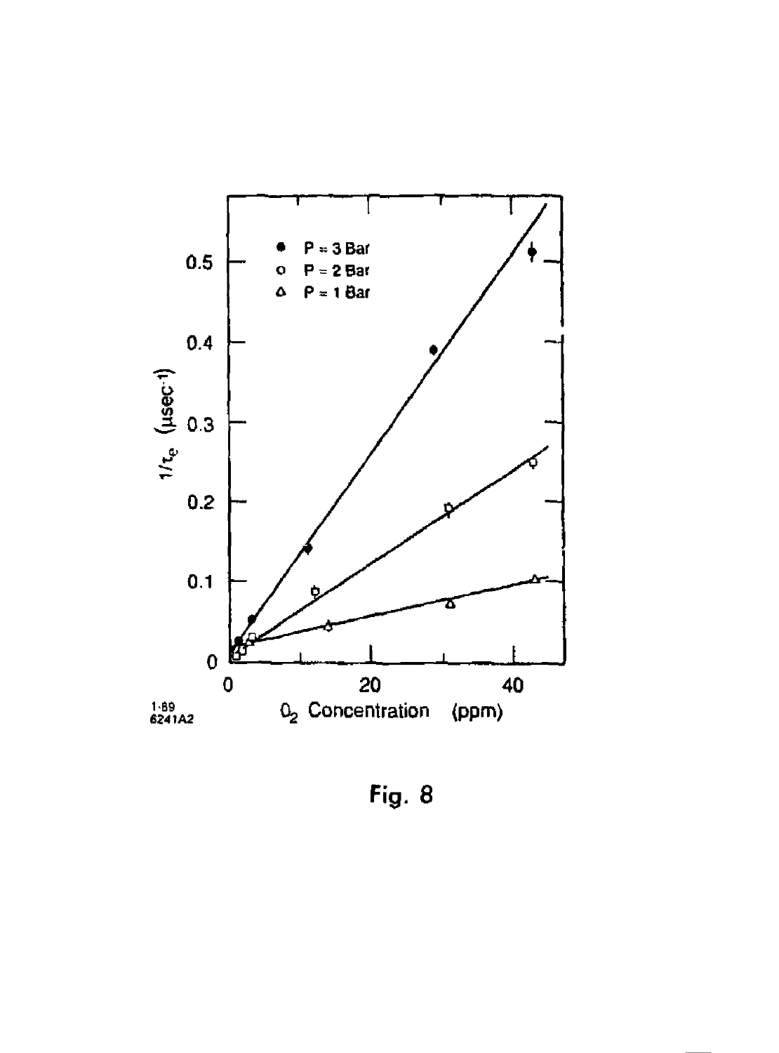Fig. 8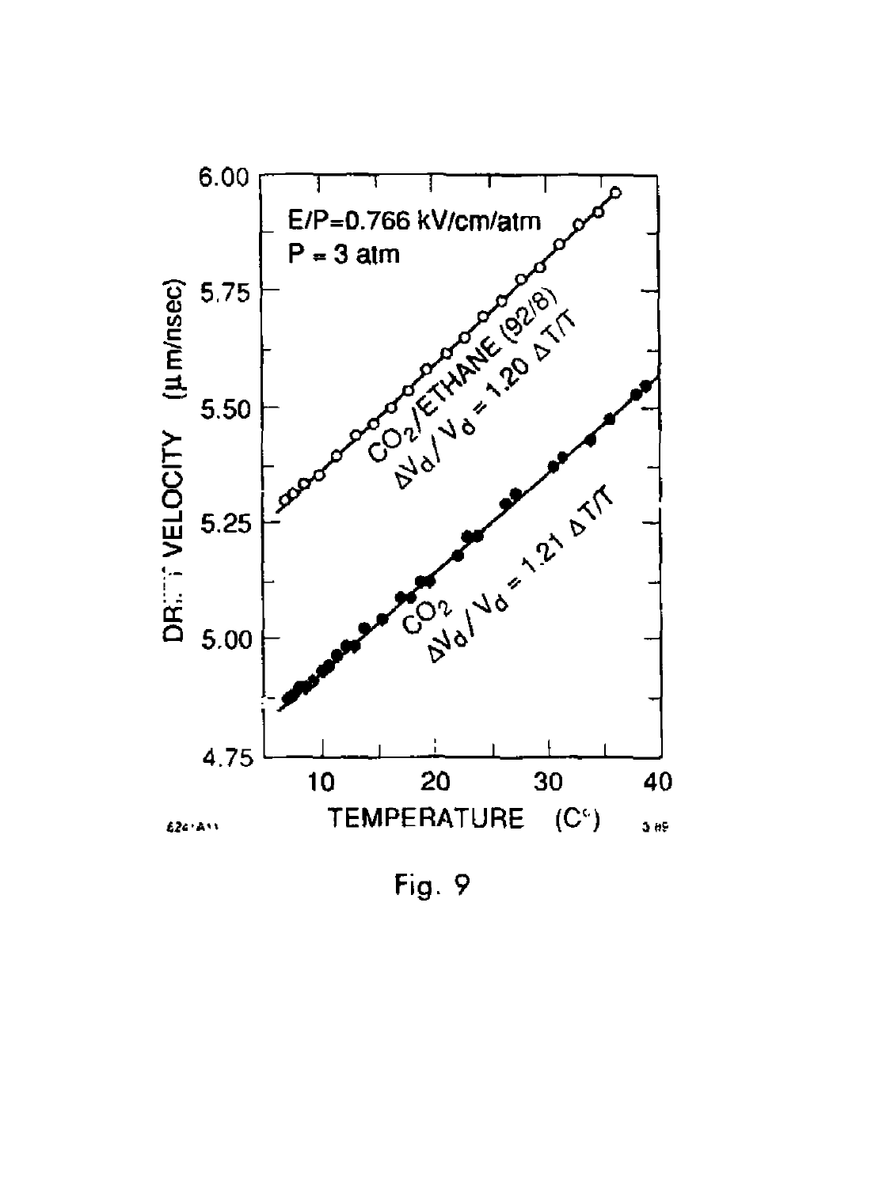E/P=0.766 kV/cm/atm
P = 3 atm

$CO_2$/ETHANE (92/8)
$\Delta V_d / V_d = 1.20\ \Delta T/T$

$CO_2$
$\Delta V_d / V_d = 1.21\ \Delta T/T$

DRIFT VELOCITY (μm/nsec)

TEMPERATURE (C°)

Fig. 9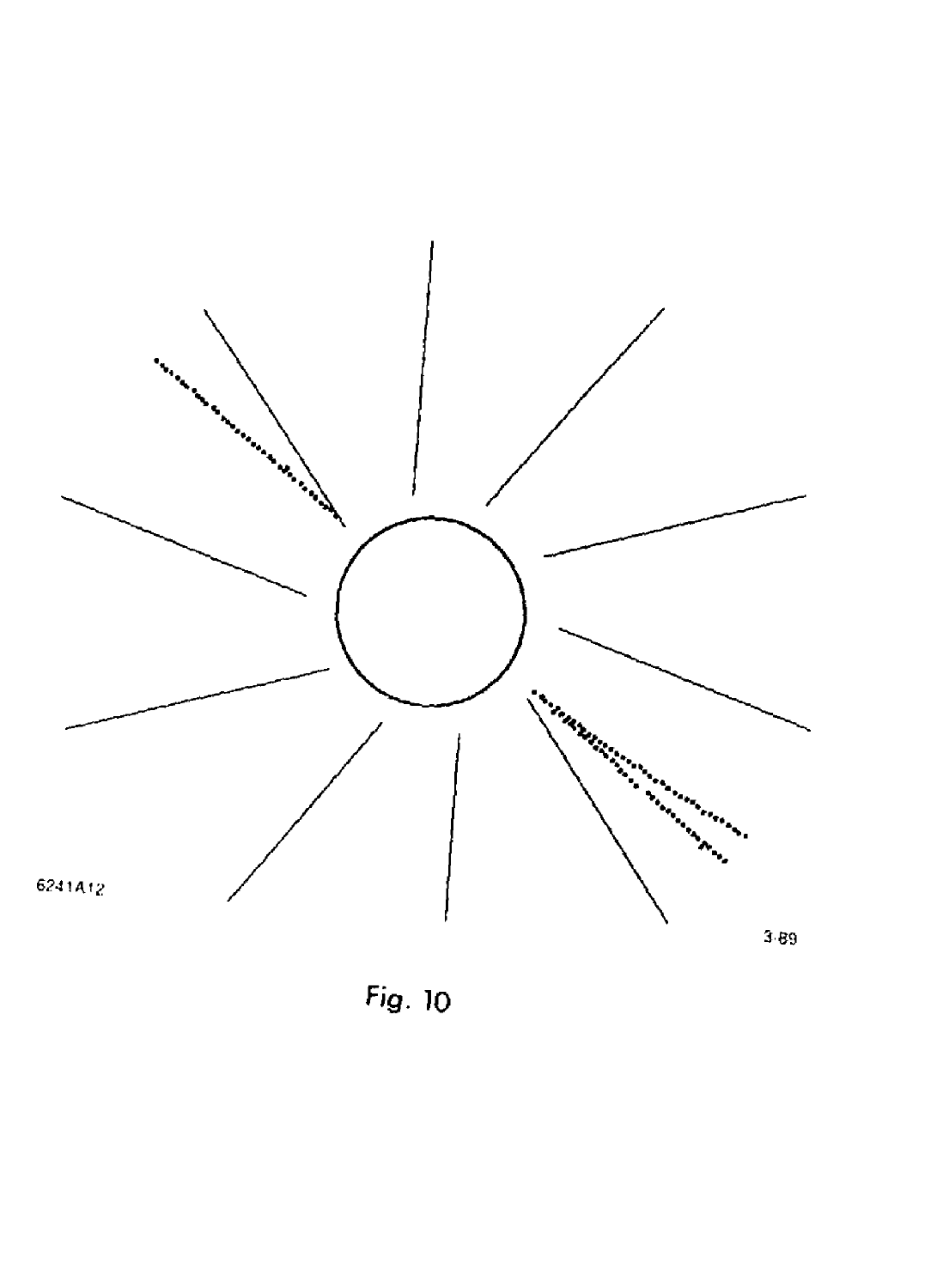Fig. 10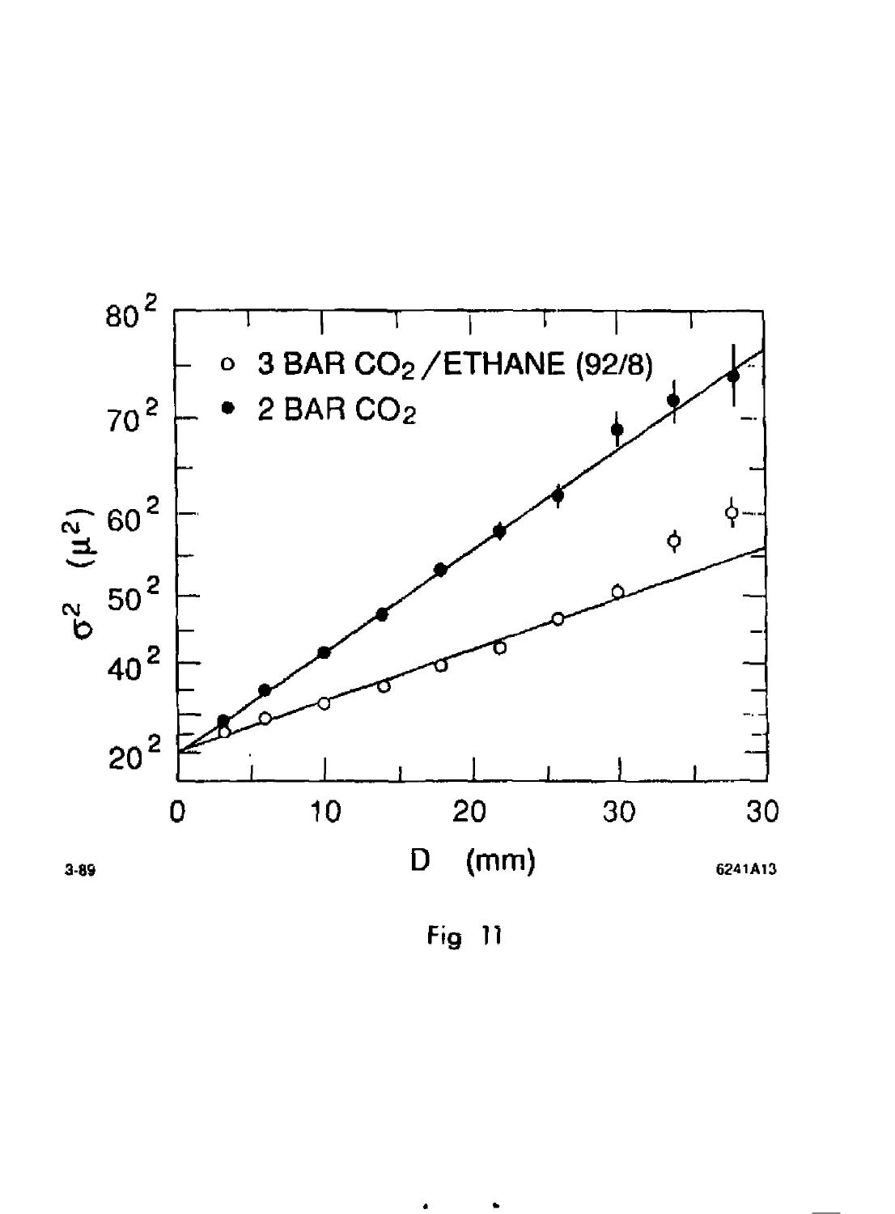Fig 11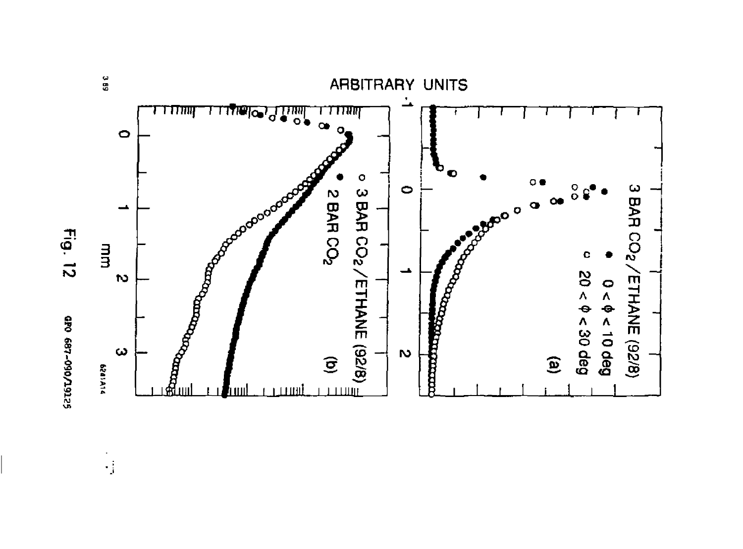ARBITRARY UNITS

3 BAR $CO_2$ / ETHANE (92/8)

● $0 < \phi < 10$ deg

○ $20 < \phi < 30$ deg

(a)

○ 3 BAR $CO_2$ / ETHANE (92/8)

● 2 BAR $CO_2$

(b)

mm

Fig. 12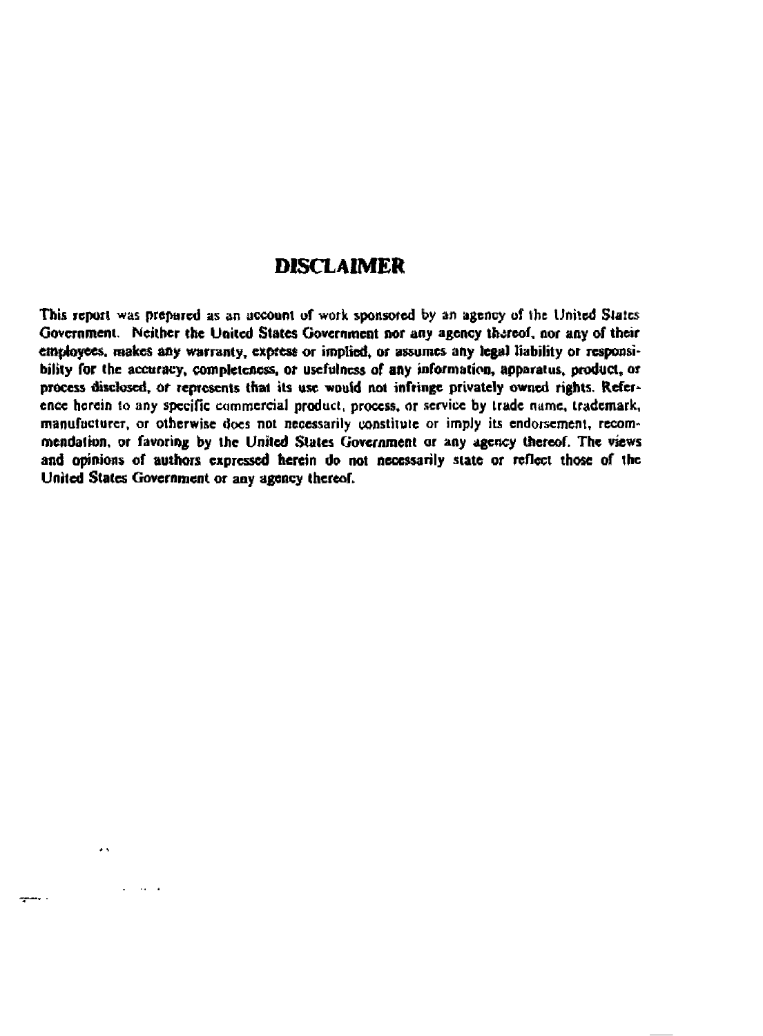## DISCLAIMER

This report was prepared as an account of work sponsored by an agency of the United States Government. Neither the United States Government nor any agency thereof, nor any of their employees, makes any warranty, express or implied, or assumes any legal liability or responsibility for the accuracy, completeness, or usefulness of any information, apparatus, product, or process disclosed, or represents that its use would not infringe privately owned rights. Reference herein to any specific commercial product, process, or service by trade name, trademark, manufacturer, or otherwise does not necessarily constitute or imply its endorsement, recommendation, or favoring by the United States Government or any agency thereof. The views and opinions of authors expressed herein do not necessarily state or reflect those of the United States Government or any agency thereof.